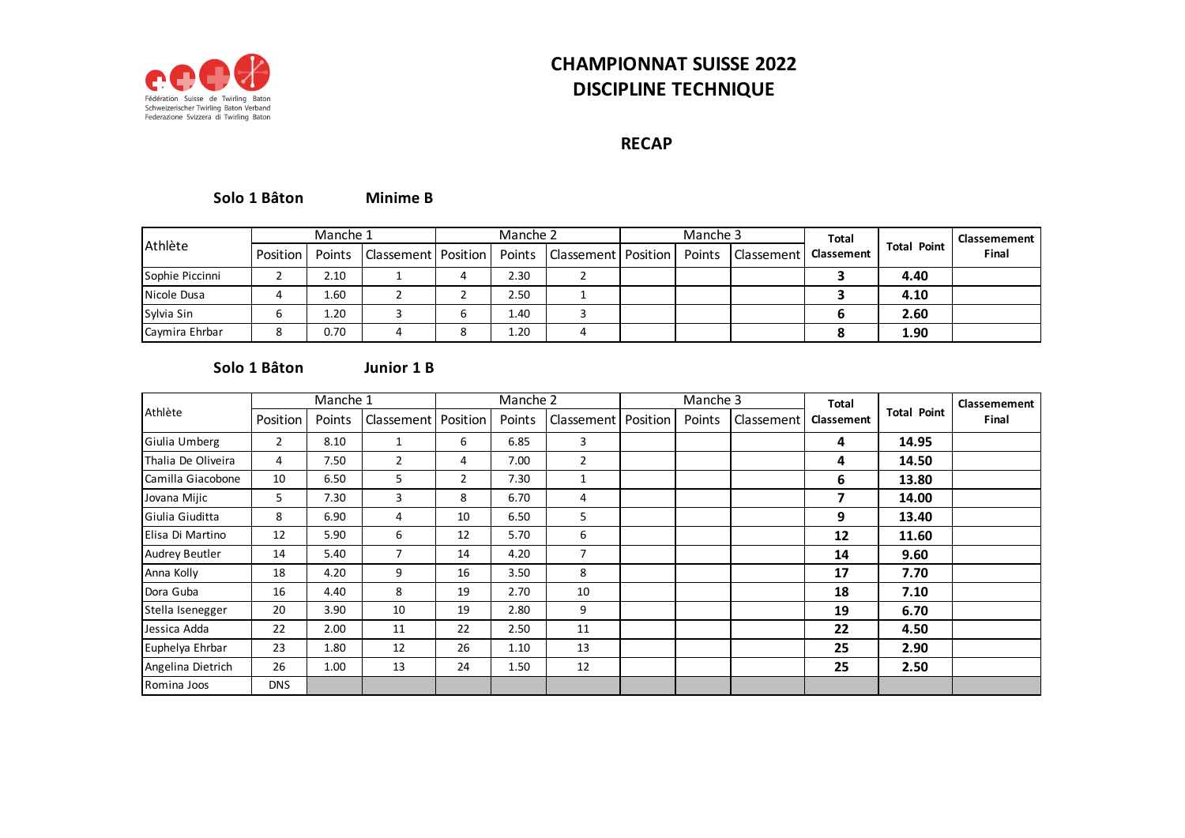Fédération Suisse de Twirling Baton
Schweizerischer Twirling Baton Verband
Federazione Svizzera di Twirling Baton

# CHAMPIONNAT SUISSE 2022
# DISCIPLINE TECHNIQUE

## RECAP

### Solo 1 Bâton — Minime B

| Athlète | Manche 1 | | | Manche 2 | | | Manche 3 | | | Total Classement | Total Point | Classement Final |
|---|---|---|---|---|---|---|---|---|---|---|---|---|
| | Position | Points | Classement | Position | Points | Classement | Position | Points | Classement | | | |
| Sophie Piccinni | 2 | 2.10 | 1 | 4 | 2.30 | 2 | | | | **3** | **4.40** | |
| Nicole Dusa | 4 | 1.60 | 2 | 2 | 2.50 | 1 | | | | **3** | **4.10** | |
| Sylvia Sin | 6 | 1.20 | 3 | 6 | 1.40 | 3 | | | | **6** | **2.60** | |
| Caymira Ehrbar | 8 | 0.70 | 4 | 8 | 1.20 | 4 | | | | **8** | **1.90** | |

### Solo 1 Bâton — Junior 1 B

| Athlète | Manche 1 | | | Manche 2 | | | Manche 3 | | | Total Classement | Total Point | Classement Final |
|---|---|---|---|---|---|---|---|---|---|---|---|---|
| | Position | Points | Classement | Position | Points | Classement | Position | Points | Classement | | | |
| Giulia Umberg | 2 | 8.10 | 1 | 6 | 6.85 | 3 | | | | **4** | **14.95** | |
| Thalia De Oliveira | 4 | 7.50 | 2 | 4 | 7.00 | 2 | | | | **4** | **14.50** | |
| Camilla Giacobone | 10 | 6.50 | 5 | 2 | 7.30 | 1 | | | | **6** | **13.80** | |
| Jovana Mijic | 5 | 7.30 | 3 | 8 | 6.70 | 4 | | | | **7** | **14.00** | |
| Giulia Giuditta | 8 | 6.90 | 4 | 10 | 6.50 | 5 | | | | **9** | **13.40** | |
| Elisa Di Martino | 12 | 5.90 | 6 | 12 | 5.70 | 6 | | | | **12** | **11.60** | |
| Audrey Beutler | 14 | 5.40 | 7 | 14 | 4.20 | 7 | | | | **14** | **9.60** | |
| Anna Kolly | 18 | 4.20 | 9 | 16 | 3.50 | 8 | | | | **17** | **7.70** | |
| Dora Guba | 16 | 4.40 | 8 | 19 | 2.70 | 10 | | | | **18** | **7.10** | |
| Stella Isenegger | 20 | 3.90 | 10 | 19 | 2.80 | 9 | | | | **19** | **6.70** | |
| Jessica Adda | 22 | 2.00 | 11 | 22 | 2.50 | 11 | | | | **22** | **4.50** | |
| Euphelya Ehrbar | 23 | 1.80 | 12 | 26 | 1.10 | 13 | | | | **25** | **2.90** | |
| Angelina Dietrich | 26 | 1.00 | 13 | 24 | 1.50 | 12 | | | | **25** | **2.50** | |
| Romina Joos | DNS | | | | | | | | | | | |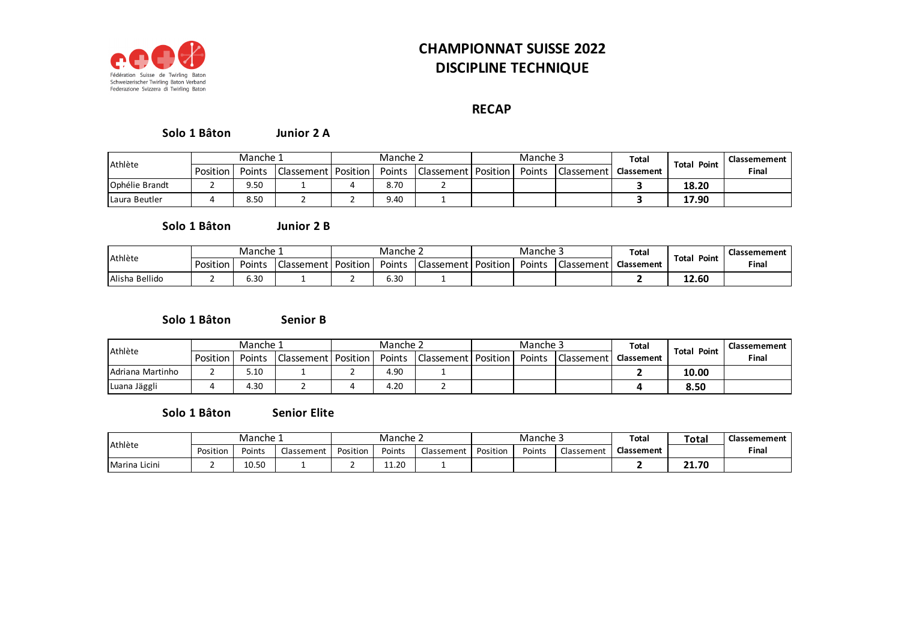Fédération Suisse de Twirling Baton
Schweizerischer Twirling Baton Verband
Federazione Svizzera di Twirling Baton

# CHAMPIONNAT SUISSE 2022
# DISCIPLINE TECHNIQUE

## RECAP

### Solo 1 Bâton — Junior 2 A

| Athlète | Manche 1 | | | Manche 2 | | | Manche 3 | | | Total Classement | Total Point | Classement Final |
|---|---|---|---|---|---|---|---|---|---|---|---|---|
| | Position | Points | Classement | Position | Points | Classement | Position | Points | Classement | | | |
| Ophélie Brandt | 2 | 9.50 | 1 | 4 | 8.70 | 2 | | | | **3** | **18.20** | |
| Laura Beutler | 4 | 8.50 | 2 | 2 | 9.40 | 1 | | | | **3** | **17.90** | |

### Solo 1 Bâton — Junior 2 B

| Athlète | Manche 1 | | | Manche 2 | | | Manche 3 | | | Total Classement | Total Point | Classement Final |
|---|---|---|---|---|---|---|---|---|---|---|---|---|
| | Position | Points | Classement | Position | Points | Classement | Position | Points | Classement | | | |
| Alisha Bellido | 2 | 6.30 | 1 | 2 | 6.30 | 1 | | | | **2** | **12.60** | |

### Solo 1 Bâton — Senior B

| Athlète | Manche 1 | | | Manche 2 | | | Manche 3 | | | Total Classement | Total Point | Classement Final |
|---|---|---|---|---|---|---|---|---|---|---|---|---|
| | Position | Points | Classement | Position | Points | Classement | Position | Points | Classement | | | |
| Adriana Martinho | 2 | 5.10 | 1 | 2 | 4.90 | 1 | | | | **2** | **10.00** | |
| Luana Jäggli | 4 | 4.30 | 2 | 4 | 4.20 | 2 | | | | **4** | **8.50** | |

### Solo 1 Bâton — Senior Elite

| Athlète | Manche 1 | | | Manche 2 | | | Manche 3 | | | Total Classement | Total | Classement Final |
|---|---|---|---|---|---|---|---|---|---|---|---|---|
| | Position | Points | Classement | Position | Points | Classement | Position | Points | Classement | | | |
| Marina Licini | 2 | 10.50 | 1 | 2 | 11.20 | 1 | | | | **2** | **21.70** | |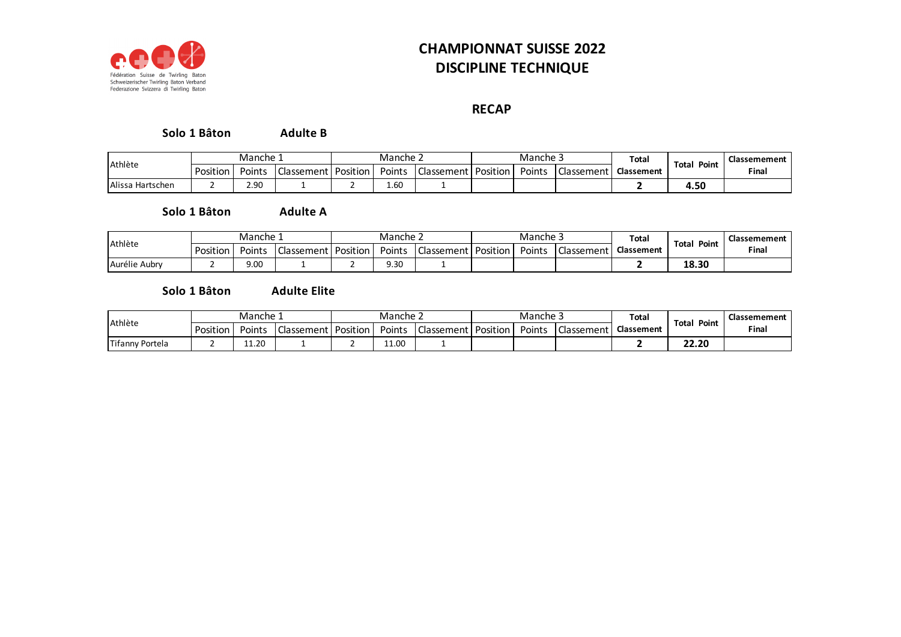Fédération Suisse de Twirling Baton
Schweizerischer Twirling Baton Verband
Federazione Svizzera di Twirling Baton

# CHAMPIONNAT SUISSE 2022
# DISCIPLINE TECHNIQUE

## RECAP

### Solo 1 Bâton — Adulte B

| Athlète | Manche 1 | | | Manche 2 | | | Manche 3 | | | Total Classement | Total Point | Classement Final |
|---|---|---|---|---|---|---|---|---|---|---|---|---|
| | Position | Points | Classement | Position | Points | Classement | Position | Points | Classement | | | |
| Alissa Hartschen | 2 | 2.90 | 1 | 2 | 1.60 | 1 | | | | **2** | **4.50** | |

### Solo 1 Bâton — Adulte A

| Athlète | Manche 1 | | | Manche 2 | | | Manche 3 | | | Total Classement | Total Point | Classement Final |
|---|---|---|---|---|---|---|---|---|---|---|---|---|
| | Position | Points | Classement | Position | Points | Classement | Position | Points | Classement | | | |
| Aurélie Aubry | 2 | 9.00 | 1 | 2 | 9.30 | 1 | | | | **2** | **18.30** | |

### Solo 1 Bâton — Adulte Elite

| Athlète | Manche 1 | | | Manche 2 | | | Manche 3 | | | Total Classement | Total Point | Classement Final |
|---|---|---|---|---|---|---|---|---|---|---|---|---|
| | Position | Points | Classement | Position | Points | Classement | Position | Points | Classement | | | |
| Tifanny Portela | 2 | 11.20 | 1 | 2 | 11.00 | 1 | | | | **2** | **22.20** | |